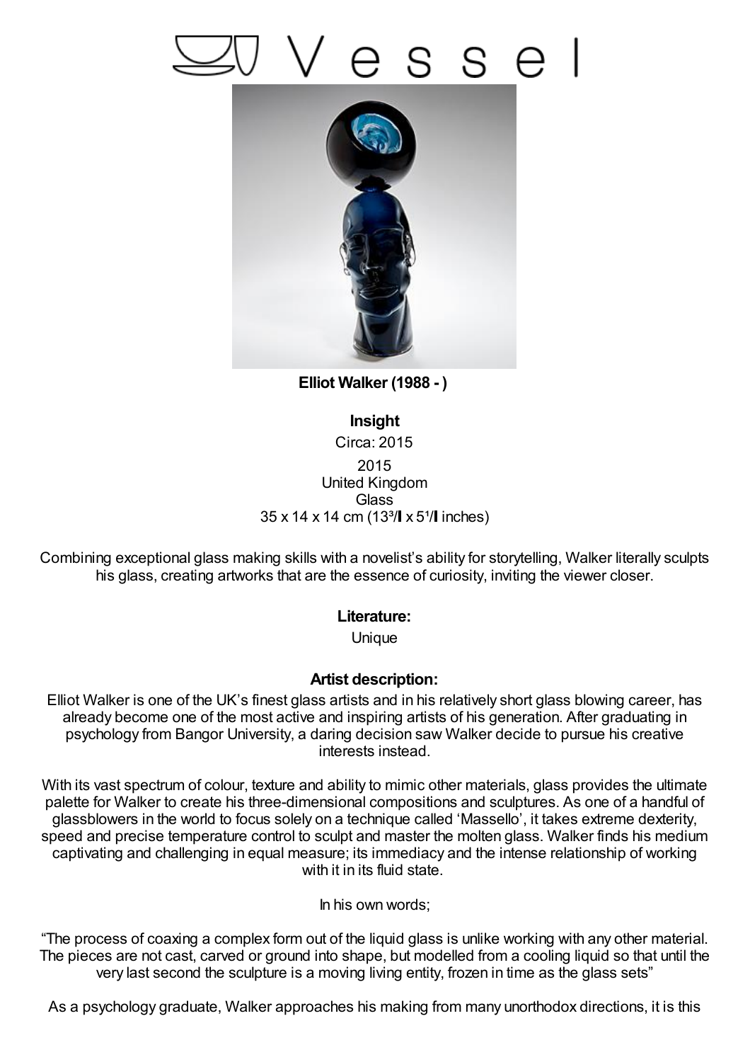# Vessel

**Elliot Walker (1988 - )**

**Insight**

Circa: 2015

2015

United Kingdom

Glass

35 x 14 x 14 cm (13³/ x 5¹/ inches)

Combining exceptional glass making skills with a novelist's ability for storytelling, Walker literally sculpts his glass, creating artworks that are the essence of curiosity, inviting the viewer closer.

**Literature:**

Unique

**Artist description:**

Elliot Walker is one of the UK's finest glass artists and in his relatively short glass blowing career, has already become one of the most active and inspiring artists of his generation. After graduating in psychology from Bangor University, a daring decision saw Walker decide to pursue his creative interests instead.

With its vast spectrum of colour, texture and ability to mimic other materials, glass provides the ultimate palette for Walker to create his three-dimensional compositions and sculptures. As one of a handful of glassblowers in the world to focus solely on a technique called 'Massello', it takes extreme dexterity, speed and precise temperature control to sculpt and master the molten glass. Walker finds his medium captivating and challenging in equal measure; its immediacy and the intense relationship of working with it in its fluid state.

In his own words;

"The process of coaxing a complex form out of the liquid glass is unlike working with any other material. The pieces are not cast, carved or ground into shape, but modelled from a cooling liquid so that until the very last second the sculpture is a moving living entity, frozen in time as the glass sets"

As a psychology graduate, Walker approaches his making from many unorthodox directions, it is this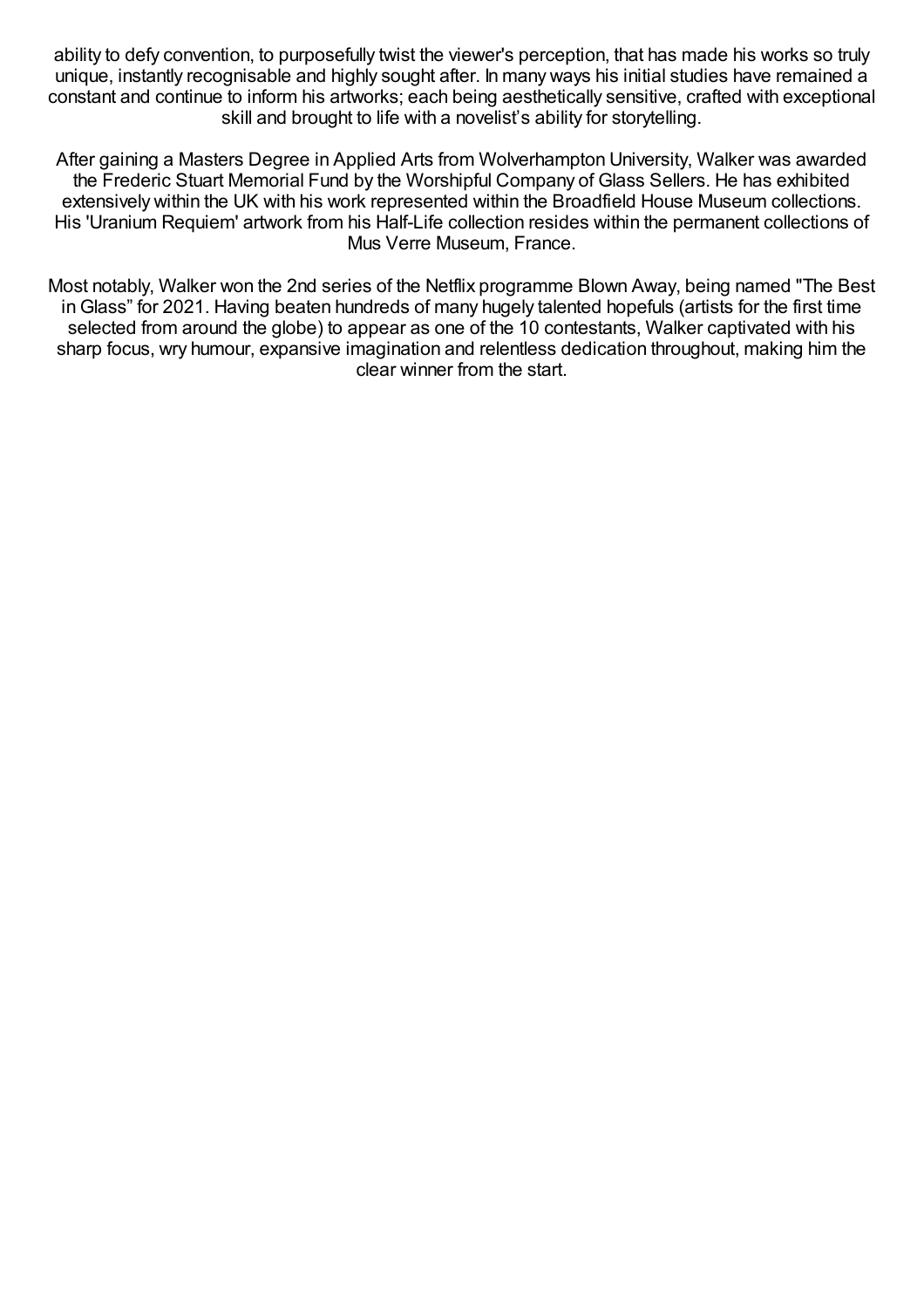ability to defy convention, to purposefully twist the viewer's perception, that has made his works so truly unique, instantly recognisable and highly sought after. In many ways his initial studies have remained a constant and continue to inform his artworks; each being aesthetically sensitive, crafted with exceptional skill and brought to life with a novelist's ability for storytelling.

After gaining a Masters Degree in Applied Arts from Wolverhampton University, Walker was awarded the Frederic Stuart Memorial Fund by the Worshipful Company of Glass Sellers. He has exhibited extensively within the UK with his work represented within the Broadfield House Museum collections. His 'Uranium Requiem' artwork from his Half-Life collection resides within the permanent collections of Mus Verre Museum, France.

Most notably, Walker won the 2nd series of the Netflix programme Blown Away, being named "The Best in Glass" for 2021. Having beaten hundreds of many hugely talented hopefuls (artists for the first time selected from around the globe) to appear as one of the 10 contestants, Walker captivated with his sharp focus, wry humour, expansive imagination and relentless dedication throughout, making him the clear winner from the start.